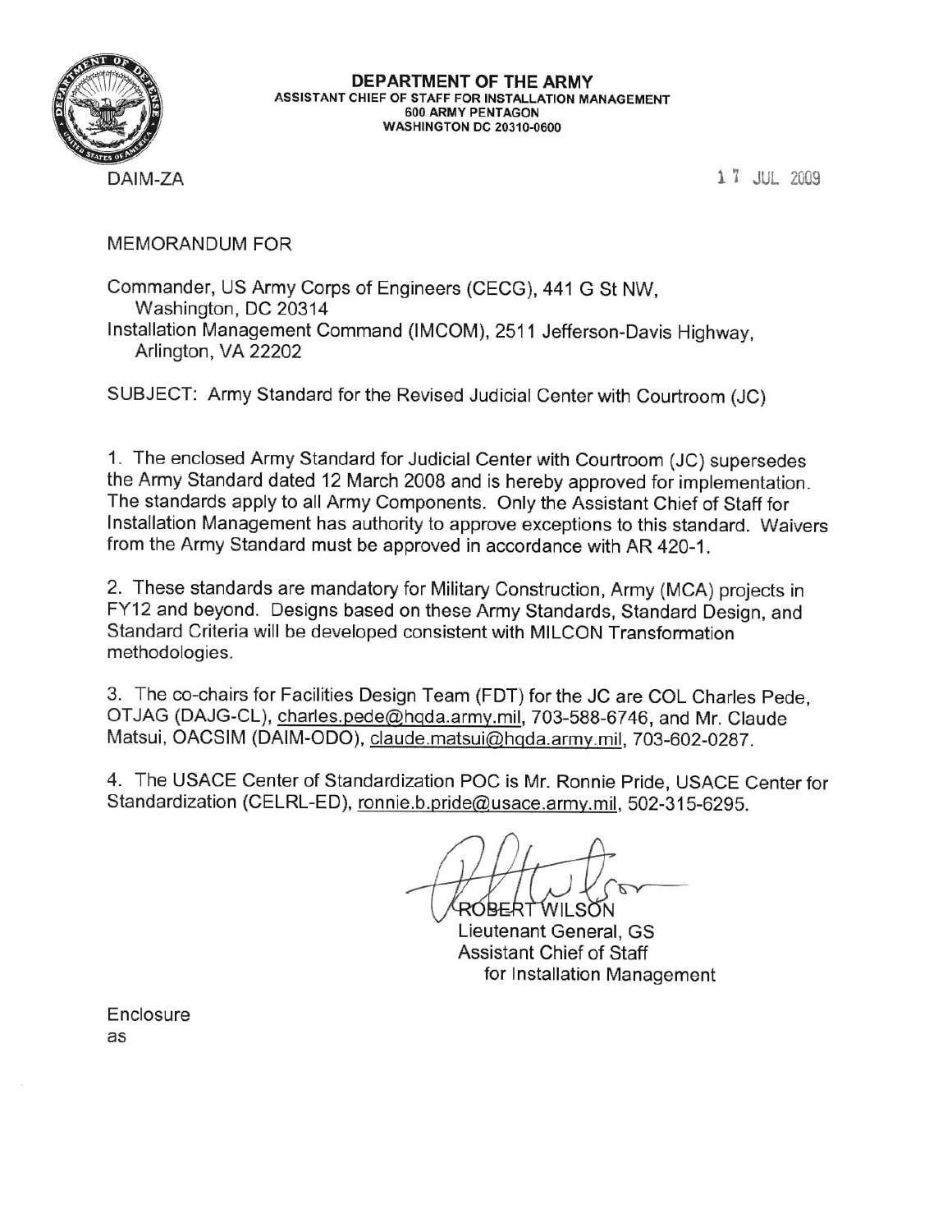**DEPARTMENT OF THE ARMY**
ASSISTANT CHIEF OF STAFF FOR INSTALLATION MANAGEMENT
600 ARMY PENTAGON
WASHINGTON DC 20310-0600

DAIM-ZA

17 JUL 2009

MEMORANDUM FOR

Commander, US Army Corps of Engineers (CECG), 441 G St NW, Washington, DC 20314
Installation Management Command (IMCOM), 2511 Jefferson-Davis Highway, Arlington, VA 22202

SUBJECT: Army Standard for the Revised Judicial Center with Courtroom (JC)

1. The enclosed Army Standard for Judicial Center with Courtroom (JC) supersedes the Army Standard dated 12 March 2008 and is hereby approved for implementation. The standards apply to all Army Components. Only the Assistant Chief of Staff for Installation Management has authority to approve exceptions to this standard. Waivers from the Army Standard must be approved in accordance with AR 420-1.

2. These standards are mandatory for Military Construction, Army (MCA) projects in FY12 and beyond. Designs based on these Army Standards, Standard Design, and Standard Criteria will be developed consistent with MILCON Transformation methodologies.

3. The co-chairs for Facilities Design Team (FDT) for the JC are COL Charles Pede, OTJAG (DAJG-CL), charles.pede@hqda.army.mil, 703-588-6746, and Mr. Claude Matsui, OACSIM (DAIM-ODO), claude.matsui@hqda.army.mil, 703-602-0287.

4. The USACE Center of Standardization POC is Mr. Ronnie Pride, USACE Center for Standardization (CELRL-ED), ronnie.b.pride@usace.army.mil, 502-315-6295.

ROBERT WILSON
Lieutenant General, GS
Assistant Chief of Staff
for Installation Management

Enclosure
as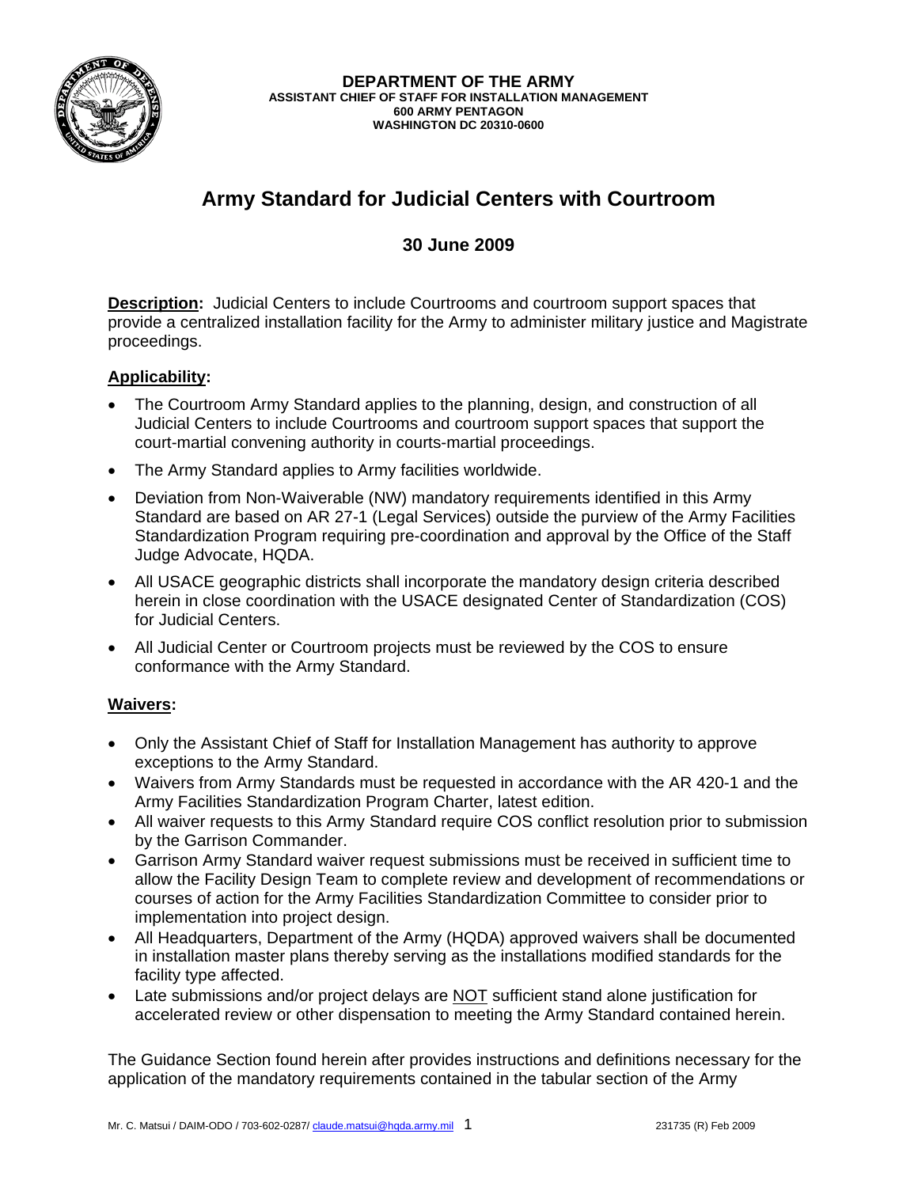**DEPARTMENT OF THE ARMY**
**ASSISTANT CHIEF OF STAFF FOR INSTALLATION MANAGEMENT**
**600 ARMY PENTAGON**
**WASHINGTON DC 20310-0600**

# Army Standard for Judicial Centers with Courtroom

## 30 June 2009

**Description:** Judicial Centers to include Courtrooms and courtroom support spaces that provide a centralized installation facility for the Army to administer military justice and Magistrate proceedings.

**Applicability:**

- The Courtroom Army Standard applies to the planning, design, and construction of all Judicial Centers to include Courtrooms and courtroom support spaces that support the court-martial convening authority in courts-martial proceedings.
- The Army Standard applies to Army facilities worldwide.
- Deviation from Non-Waiverable (NW) mandatory requirements identified in this Army Standard are based on AR 27-1 (Legal Services) outside the purview of the Army Facilities Standardization Program requiring pre-coordination and approval by the Office of the Staff Judge Advocate, HQDA.
- All USACE geographic districts shall incorporate the mandatory design criteria described herein in close coordination with the USACE designated Center of Standardization (COS) for Judicial Centers.
- All Judicial Center or Courtroom projects must be reviewed by the COS to ensure conformance with the Army Standard.

**Waivers:**

- Only the Assistant Chief of Staff for Installation Management has authority to approve exceptions to the Army Standard.
- Waivers from Army Standards must be requested in accordance with the AR 420-1 and the Army Facilities Standardization Program Charter, latest edition.
- All waiver requests to this Army Standard require COS conflict resolution prior to submission by the Garrison Commander.
- Garrison Army Standard waiver request submissions must be received in sufficient time to allow the Facility Design Team to complete review and development of recommendations or courses of action for the Army Facilities Standardization Committee to consider prior to implementation into project design.
- All Headquarters, Department of the Army (HQDA) approved waivers shall be documented in installation master plans thereby serving as the installations modified standards for the facility type affected.
- Late submissions and/or project delays are NOT sufficient stand alone justification for accelerated review or other dispensation to meeting the Army Standard contained herein.

The Guidance Section found herein after provides instructions and definitions necessary for the application of the mandatory requirements contained in the tabular section of the Army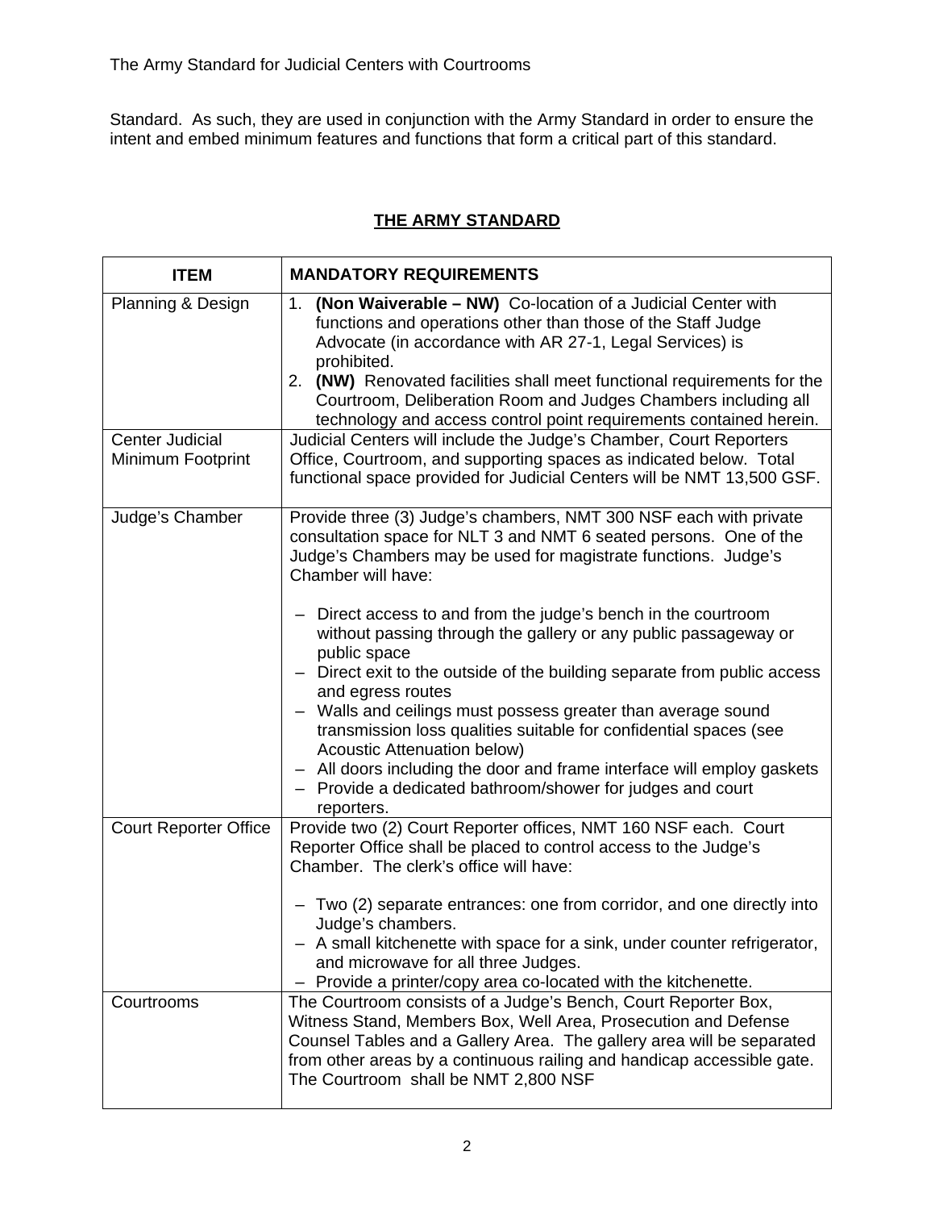Standard. As such, they are used in conjunction with the Army Standard in order to ensure the intent and embed minimum features and functions that form a critical part of this standard.

## THE ARMY STANDARD

| ITEM | MANDATORY REQUIREMENTS |
|---|---|
| Planning & Design | 1. **(Non Waiverable – NW)** Co-location of a Judicial Center with functions and operations other than those of the Staff Judge Advocate (in accordance with AR 27-1, Legal Services) is prohibited.<br>2. **(NW)** Renovated facilities shall meet functional requirements for the Courtroom, Deliberation Room and Judges Chambers including all technology and access control point requirements contained herein. |
| Center Judicial Minimum Footprint | Judicial Centers will include the Judge's Chamber, Court Reporters Office, Courtroom, and supporting spaces as indicated below. Total functional space provided for Judicial Centers will be NMT 13,500 GSF. |
| Judge's Chamber | Provide three (3) Judge's chambers, NMT 300 NSF each with private consultation space for NLT 3 and NMT 6 seated persons. One of the Judge's Chambers may be used for magistrate functions. Judge's Chamber will have:<br><br>– Direct access to and from the judge's bench in the courtroom without passing through the gallery or any public passageway or public space<br>– Direct exit to the outside of the building separate from public access and egress routes<br>– Walls and ceilings must possess greater than average sound transmission loss qualities suitable for confidential spaces (see Acoustic Attenuation below)<br>– All doors including the door and frame interface will employ gaskets<br>– Provide a dedicated bathroom/shower for judges and court reporters. |
| Court Reporter Office | Provide two (2) Court Reporter offices, NMT 160 NSF each. Court Reporter Office shall be placed to control access to the Judge's Chamber. The clerk's office will have:<br><br>– Two (2) separate entrances: one from corridor, and one directly into Judge's chambers.<br>– A small kitchenette with space for a sink, under counter refrigerator, and microwave for all three Judges.<br>– Provide a printer/copy area co-located with the kitchenette. |
| Courtrooms | The Courtroom consists of a Judge's Bench, Court Reporter Box, Witness Stand, Members Box, Well Area, Prosecution and Defense Counsel Tables and a Gallery Area. The gallery area will be separated from other areas by a continuous railing and handicap accessible gate. The Courtroom shall be NMT 2,800 NSF |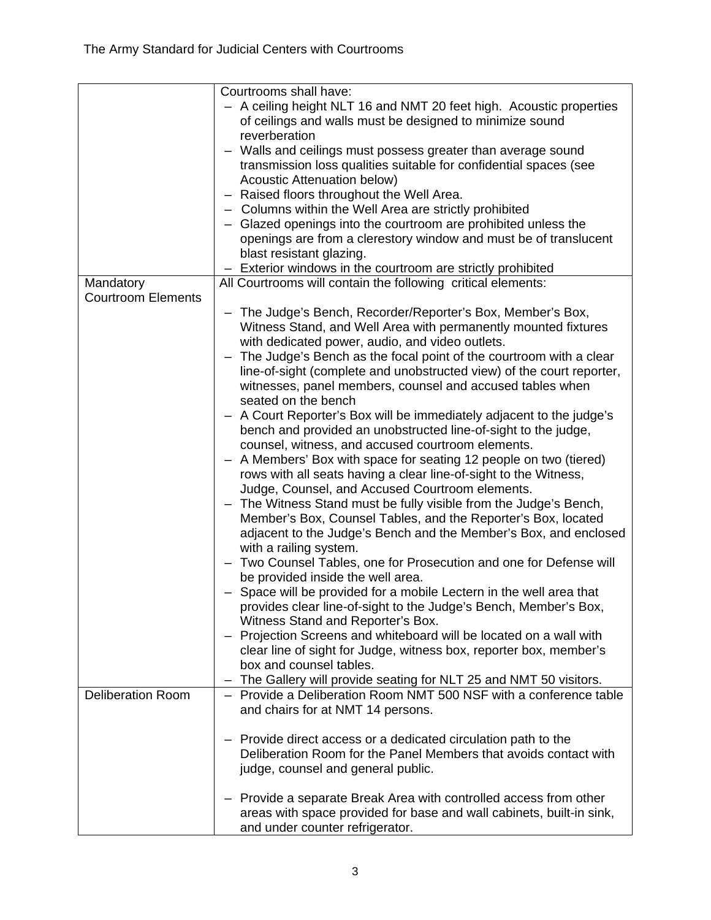| | |
|---|---|
| | Courtrooms shall have:<br>– A ceiling height NLT 16 and NMT 20 feet high. Acoustic properties of ceilings and walls must be designed to minimize sound reverberation<br>– Walls and ceilings must possess greater than average sound transmission loss qualities suitable for confidential spaces (see Acoustic Attenuation below)<br>– Raised floors throughout the Well Area.<br>– Columns within the Well Area are strictly prohibited<br>– Glazed openings into the courtroom are prohibited unless the openings are from a clerestory window and must be of translucent blast resistant glazing.<br>– Exterior windows in the courtroom are strictly prohibited |
| Mandatory Courtroom Elements | All Courtrooms will contain the following critical elements:<br><br>– The Judge's Bench, Recorder/Reporter's Box, Member's Box, Witness Stand, and Well Area with permanently mounted fixtures with dedicated power, audio, and video outlets.<br>– The Judge's Bench as the focal point of the courtroom with a clear line-of-sight (complete and unobstructed view) of the court reporter, witnesses, panel members, counsel and accused tables when seated on the bench<br>– A Court Reporter's Box will be immediately adjacent to the judge's bench and provided an unobstructed line-of-sight to the judge, counsel, witness, and accused courtroom elements.<br>– A Members' Box with space for seating 12 people on two (tiered) rows with all seats having a clear line-of-sight to the Witness, Judge, Counsel, and Accused Courtroom elements.<br>– The Witness Stand must be fully visible from the Judge's Bench, Member's Box, Counsel Tables, and the Reporter's Box, located adjacent to the Judge's Bench and the Member's Box, and enclosed with a railing system.<br>– Two Counsel Tables, one for Prosecution and one for Defense will be provided inside the well area.<br>– Space will be provided for a mobile Lectern in the well area that provides clear line-of-sight to the Judge's Bench, Member's Box, Witness Stand and Reporter's Box.<br>– Projection Screens and whiteboard will be located on a wall with clear line of sight for Judge, witness box, reporter box, member's box and counsel tables.<br>– The Gallery will provide seating for NLT 25 and NMT 50 visitors. |
| Deliberation Room | – Provide a Deliberation Room NMT 500 NSF with a conference table and chairs for at NMT 14 persons.<br><br>– Provide direct access or a dedicated circulation path to the Deliberation Room for the Panel Members that avoids contact with judge, counsel and general public.<br><br>– Provide a separate Break Area with controlled access from other areas with space provided for base and wall cabinets, built-in sink, and under counter refrigerator. |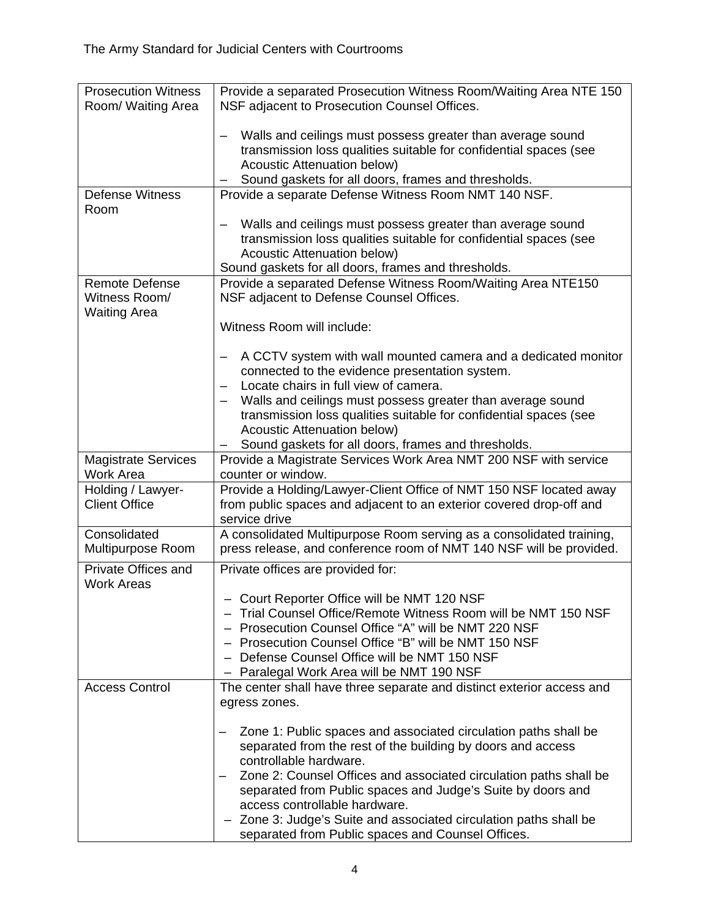| | |
|---|---|
| Prosecution Witness Room/ Waiting Area | Provide a separated Prosecution Witness Room/Waiting Area NTE 150 NSF adjacent to Prosecution Counsel Offices.<br><br>– Walls and ceilings must possess greater than average sound transmission loss qualities suitable for confidential spaces (see Acoustic Attenuation below)<br>– Sound gaskets for all doors, frames and thresholds. |
| Defense Witness Room | Provide a separate Defense Witness Room NMT 140 NSF.<br><br>– Walls and ceilings must possess greater than average sound transmission loss qualities suitable for confidential spaces (see Acoustic Attenuation below)<br>Sound gaskets for all doors, frames and thresholds. |
| Remote Defense Witness Room/ Waiting Area | Provide a separated Defense Witness Room/Waiting Area NTE150 NSF adjacent to Defense Counsel Offices.<br><br>Witness Room will include:<br><br>– A CCTV system with wall mounted camera and a dedicated monitor connected to the evidence presentation system.<br>– Locate chairs in full view of camera.<br>– Walls and ceilings must possess greater than average sound transmission loss qualities suitable for confidential spaces (see Acoustic Attenuation below)<br>– Sound gaskets for all doors, frames and thresholds. |
| Magistrate Services Work Area | Provide a Magistrate Services Work Area NMT 200 NSF with service counter or window. |
| Holding / Lawyer-Client Office | Provide a Holding/Lawyer-Client Office of NMT 150 NSF located away from public spaces and adjacent to an exterior covered drop-off and service drive |
| Consolidated Multipurpose Room | A consolidated Multipurpose Room serving as a consolidated training, press release, and conference room of NMT 140 NSF will be provided. |
| Private Offices and Work Areas | Private offices are provided for:<br><br>– Court Reporter Office will be NMT 120 NSF<br>– Trial Counsel Office/Remote Witness Room will be NMT 150 NSF<br>– Prosecution Counsel Office "A" will be NMT 220 NSF<br>– Prosecution Counsel Office "B" will be NMT 150 NSF<br>– Defense Counsel Office will be NMT 150 NSF<br>– Paralegal Work Area will be NMT 190 NSF |
| Access Control | The center shall have three separate and distinct exterior access and egress zones.<br><br>– Zone 1: Public spaces and associated circulation paths shall be separated from the rest of the building by doors and access controllable hardware.<br>– Zone 2: Counsel Offices and associated circulation paths shall be separated from Public spaces and Judge's Suite by doors and access controllable hardware.<br>– Zone 3: Judge's Suite and associated circulation paths shall be separated from Public spaces and Counsel Offices. |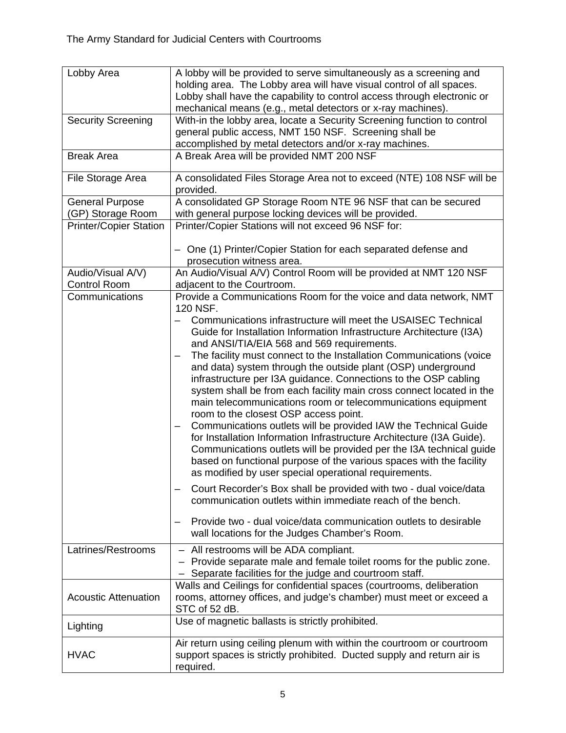| | |
|---|---|
| Lobby Area | A lobby will be provided to serve simultaneously as a screening and holding area. The Lobby area will have visual control of all spaces. Lobby shall have the capability to control access through electronic or mechanical means (e.g., metal detectors or x-ray machines). |
| Security Screening | With-in the lobby area, locate a Security Screening function to control general public access, NMT 150 NSF. Screening shall be accomplished by metal detectors and/or x-ray machines. |
| Break Area | A Break Area will be provided NMT 200 NSF |
| File Storage Area | A consolidated Files Storage Area not to exceed (NTE) 108 NSF will be provided. |
| General Purpose (GP) Storage Room | A consolidated GP Storage Room NTE 96 NSF that can be secured with general purpose locking devices will be provided. |
| Printer/Copier Station | Printer/Copier Stations will not exceed 96 NSF for:<br><br>– One (1) Printer/Copier Station for each separated defense and prosecution witness area. |
| Audio/Visual A/V) Control Room | An Audio/Visual A/V) Control Room will be provided at NMT 120 NSF adjacent to the Courtroom. |
| Communications | Provide a Communications Room for the voice and data network, NMT 120 NSF.<br>– Communications infrastructure will meet the USAISEC Technical Guide for Installation Information Infrastructure Architecture (I3A) and ANSI/TIA/EIA 568 and 569 requirements.<br>– The facility must connect to the Installation Communications (voice and data) system through the outside plant (OSP) underground infrastructure per I3A guidance. Connections to the OSP cabling system shall be from each facility main cross connect located in the main telecommunications room or telecommunications equipment room to the closest OSP access point.<br>– Communications outlets will be provided IAW the Technical Guide for Installation Information Infrastructure Architecture (I3A Guide). Communications outlets will be provided per the I3A technical guide based on functional purpose of the various spaces with the facility as modified by user special operational requirements.<br>– Court Recorder's Box shall be provided with two - dual voice/data communication outlets within immediate reach of the bench.<br>– Provide two - dual voice/data communication outlets to desirable wall locations for the Judges Chamber's Room. |
| Latrines/Restrooms | – All restrooms will be ADA compliant.<br>– Provide separate male and female toilet rooms for the public zone.<br>– Separate facilities for the judge and courtroom staff. |
| Acoustic Attenuation | Walls and Ceilings for confidential spaces (courtrooms, deliberation rooms, attorney offices, and judge's chamber) must meet or exceed a STC of 52 dB. |
| Lighting | Use of magnetic ballasts is strictly prohibited. |
| HVAC | Air return using ceiling plenum with within the courtroom or courtroom support spaces is strictly prohibited. Ducted supply and return air is required. |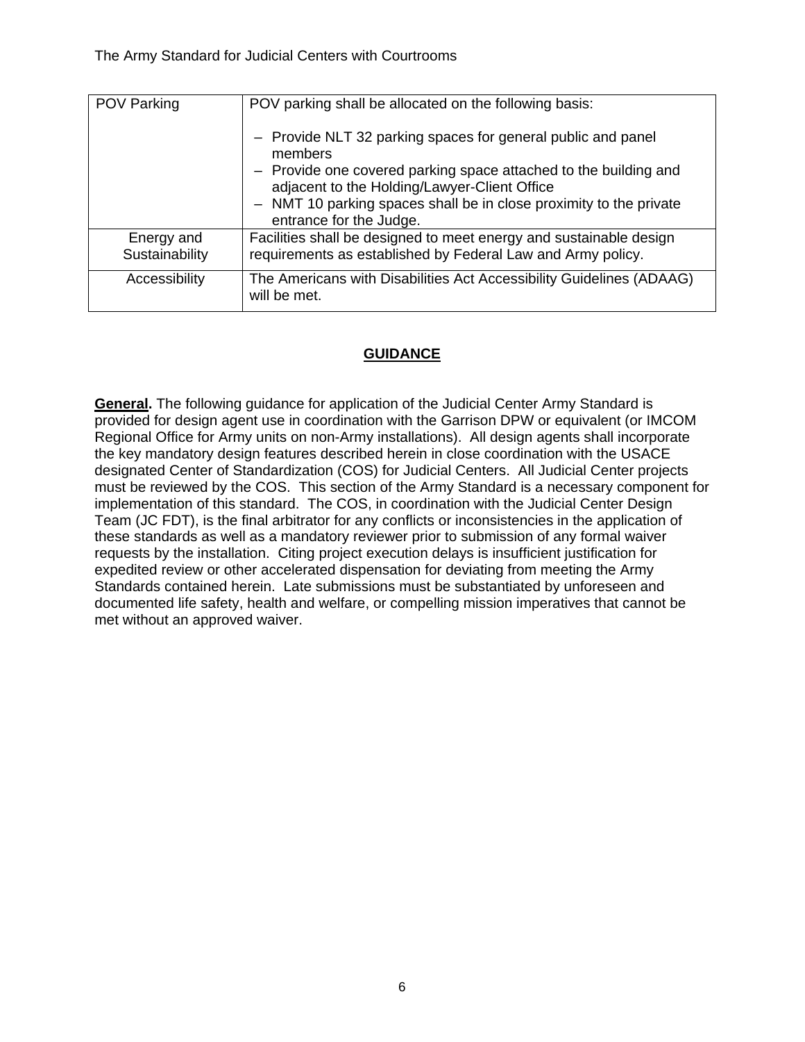| | |
|---|---|
| POV Parking | POV parking shall be allocated on the following basis:<br><br>– Provide NLT 32 parking spaces for general public and panel members<br>– Provide one covered parking space attached to the building and adjacent to the Holding/Lawyer-Client Office<br>– NMT 10 parking spaces shall be in close proximity to the private entrance for the Judge. |
| Energy and Sustainability | Facilities shall be designed to meet energy and sustainable design requirements as established by Federal Law and Army policy. |
| Accessibility | The Americans with Disabilities Act Accessibility Guidelines (ADAAG) will be met. |

## GUIDANCE

**General.** The following guidance for application of the Judicial Center Army Standard is provided for design agent use in coordination with the Garrison DPW or equivalent (or IMCOM Regional Office for Army units on non-Army installations). All design agents shall incorporate the key mandatory design features described herein in close coordination with the USACE designated Center of Standardization (COS) for Judicial Centers. All Judicial Center projects must be reviewed by the COS. This section of the Army Standard is a necessary component for implementation of this standard. The COS, in coordination with the Judicial Center Design Team (JC FDT), is the final arbitrator for any conflicts or inconsistencies in the application of these standards as well as a mandatory reviewer prior to submission of any formal waiver requests by the installation. Citing project execution delays is insufficient justification for expedited review or other accelerated dispensation for deviating from meeting the Army Standards contained herein. Late submissions must be substantiated by unforeseen and documented life safety, health and welfare, or compelling mission imperatives that cannot be met without an approved waiver.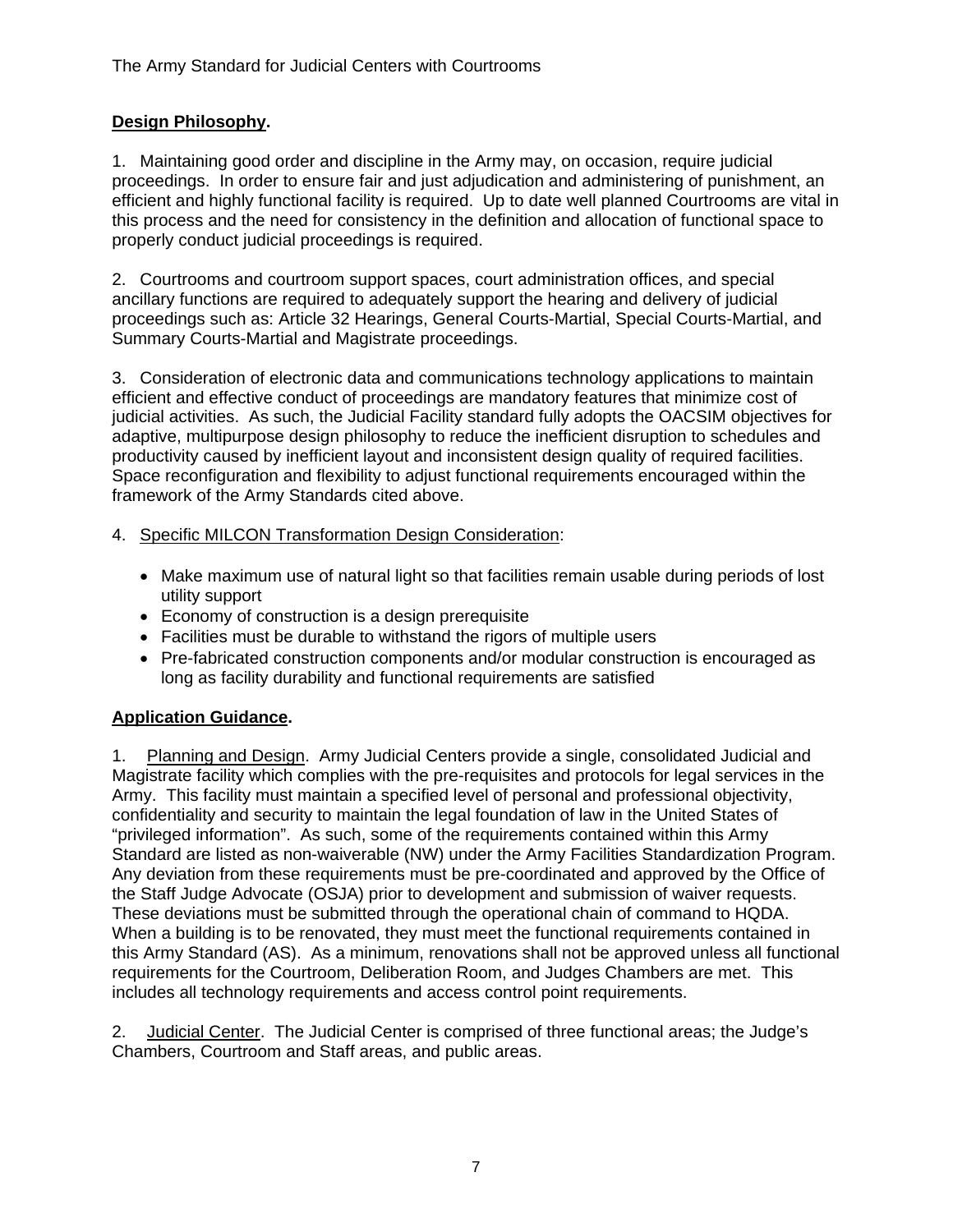**Design Philosophy.**

1. Maintaining good order and discipline in the Army may, on occasion, require judicial proceedings. In order to ensure fair and just adjudication and administering of punishment, an efficient and highly functional facility is required. Up to date well planned Courtrooms are vital in this process and the need for consistency in the definition and allocation of functional space to properly conduct judicial proceedings is required.

2. Courtrooms and courtroom support spaces, court administration offices, and special ancillary functions are required to adequately support the hearing and delivery of judicial proceedings such as: Article 32 Hearings, General Courts-Martial, Special Courts-Martial, and Summary Courts-Martial and Magistrate proceedings.

3. Consideration of electronic data and communications technology applications to maintain efficient and effective conduct of proceedings are mandatory features that minimize cost of judicial activities. As such, the Judicial Facility standard fully adopts the OACSIM objectives for adaptive, multipurpose design philosophy to reduce the inefficient disruption to schedules and productivity caused by inefficient layout and inconsistent design quality of required facilities. Space reconfiguration and flexibility to adjust functional requirements encouraged within the framework of the Army Standards cited above.

4. Specific MILCON Transformation Design Consideration:

- Make maximum use of natural light so that facilities remain usable during periods of lost utility support
- Economy of construction is a design prerequisite
- Facilities must be durable to withstand the rigors of multiple users
- Pre-fabricated construction components and/or modular construction is encouraged as long as facility durability and functional requirements are satisfied

**Application Guidance.**

1. Planning and Design. Army Judicial Centers provide a single, consolidated Judicial and Magistrate facility which complies with the pre-requisites and protocols for legal services in the Army. This facility must maintain a specified level of personal and professional objectivity, confidentiality and security to maintain the legal foundation of law in the United States of "privileged information". As such, some of the requirements contained within this Army Standard are listed as non-waiverable (NW) under the Army Facilities Standardization Program. Any deviation from these requirements must be pre-coordinated and approved by the Office of the Staff Judge Advocate (OSJA) prior to development and submission of waiver requests. These deviations must be submitted through the operational chain of command to HQDA. When a building is to be renovated, they must meet the functional requirements contained in this Army Standard (AS). As a minimum, renovations shall not be approved unless all functional requirements for the Courtroom, Deliberation Room, and Judges Chambers are met. This includes all technology requirements and access control point requirements.

2. Judicial Center. The Judicial Center is comprised of three functional areas; the Judge's Chambers, Courtroom and Staff areas, and public areas.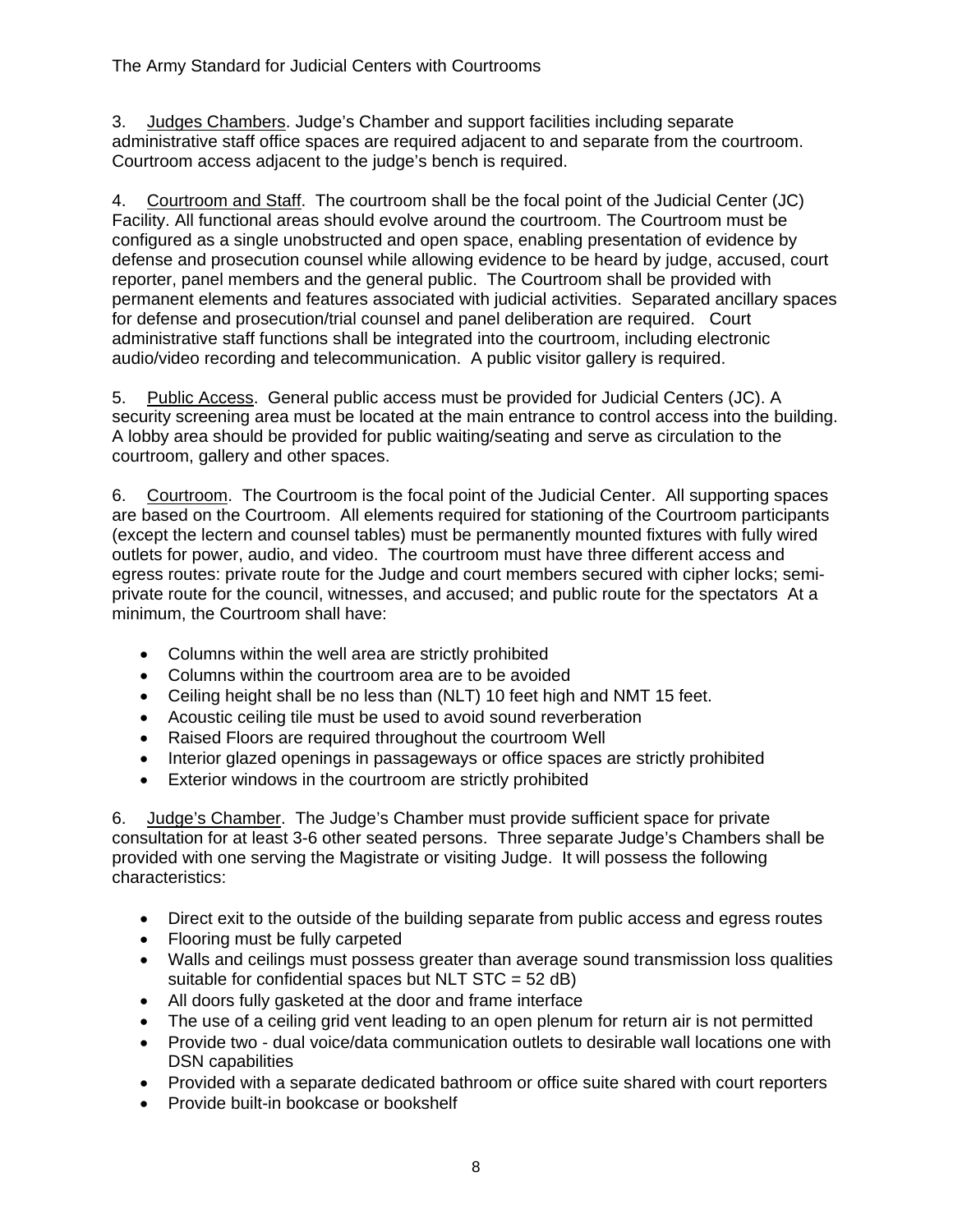3. <u>Judges Chambers</u>. Judge's Chamber and support facilities including separate administrative staff office spaces are required adjacent to and separate from the courtroom. Courtroom access adjacent to the judge's bench is required.

4. <u>Courtroom and Staff</u>. The courtroom shall be the focal point of the Judicial Center (JC) Facility. All functional areas should evolve around the courtroom. The Courtroom must be configured as a single unobstructed and open space, enabling presentation of evidence by defense and prosecution counsel while allowing evidence to be heard by judge, accused, court reporter, panel members and the general public. The Courtroom shall be provided with permanent elements and features associated with judicial activities. Separated ancillary spaces for defense and prosecution/trial counsel and panel deliberation are required. Court administrative staff functions shall be integrated into the courtroom, including electronic audio/video recording and telecommunication. A public visitor gallery is required.

5. <u>Public Access</u>. General public access must be provided for Judicial Centers (JC). A security screening area must be located at the main entrance to control access into the building. A lobby area should be provided for public waiting/seating and serve as circulation to the courtroom, gallery and other spaces.

6. <u>Courtroom</u>. The Courtroom is the focal point of the Judicial Center. All supporting spaces are based on the Courtroom. All elements required for stationing of the Courtroom participants (except the lectern and counsel tables) must be permanently mounted fixtures with fully wired outlets for power, audio, and video. The courtroom must have three different access and egress routes: private route for the Judge and court members secured with cipher locks; semi-private route for the council, witnesses, and accused; and public route for the spectators At a minimum, the Courtroom shall have:

- Columns within the well area are strictly prohibited
- Columns within the courtroom area are to be avoided
- Ceiling height shall be no less than (NLT) 10 feet high and NMT 15 feet.
- Acoustic ceiling tile must be used to avoid sound reverberation
- Raised Floors are required throughout the courtroom Well
- Interior glazed openings in passageways or office spaces are strictly prohibited
- Exterior windows in the courtroom are strictly prohibited

6. <u>Judge's Chamber</u>. The Judge's Chamber must provide sufficient space for private consultation for at least 3-6 other seated persons. Three separate Judge's Chambers shall be provided with one serving the Magistrate or visiting Judge. It will possess the following characteristics:

- Direct exit to the outside of the building separate from public access and egress routes
- Flooring must be fully carpeted
- Walls and ceilings must possess greater than average sound transmission loss qualities suitable for confidential spaces but NLT STC = 52 dB)
- All doors fully gasketed at the door and frame interface
- The use of a ceiling grid vent leading to an open plenum for return air is not permitted
- Provide two - dual voice/data communication outlets to desirable wall locations one with DSN capabilities
- Provided with a separate dedicated bathroom or office suite shared with court reporters
- Provide built-in bookcase or bookshelf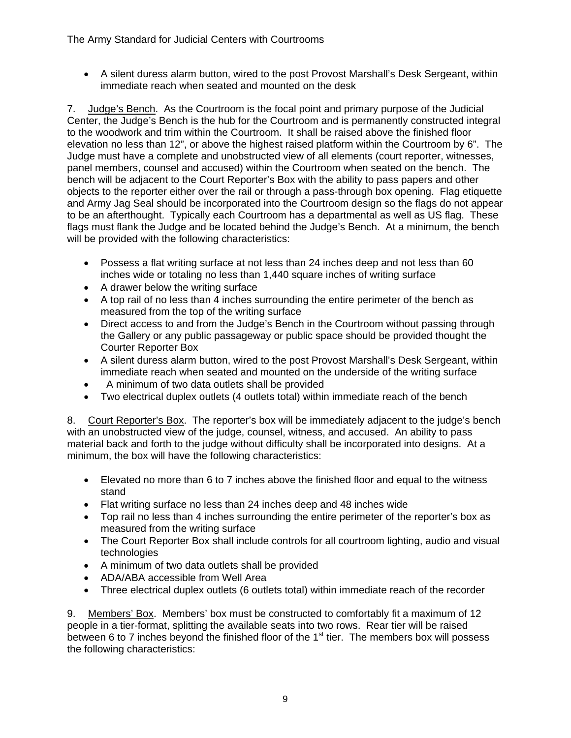- A silent duress alarm button, wired to the post Provost Marshall's Desk Sergeant, within immediate reach when seated and mounted on the desk

7. Judge's Bench. As the Courtroom is the focal point and primary purpose of the Judicial Center, the Judge's Bench is the hub for the Courtroom and is permanently constructed integral to the woodwork and trim within the Courtroom. It shall be raised above the finished floor elevation no less than 12", or above the highest raised platform within the Courtroom by 6". The Judge must have a complete and unobstructed view of all elements (court reporter, witnesses, panel members, counsel and accused) within the Courtroom when seated on the bench. The bench will be adjacent to the Court Reporter's Box with the ability to pass papers and other objects to the reporter either over the rail or through a pass-through box opening. Flag etiquette and Army Jag Seal should be incorporated into the Courtroom design so the flags do not appear to be an afterthought. Typically each Courtroom has a departmental as well as US flag. These flags must flank the Judge and be located behind the Judge's Bench. At a minimum, the bench will be provided with the following characteristics:

- Possess a flat writing surface at not less than 24 inches deep and not less than 60 inches wide or totaling no less than 1,440 square inches of writing surface
- A drawer below the writing surface
- A top rail of no less than 4 inches surrounding the entire perimeter of the bench as measured from the top of the writing surface
- Direct access to and from the Judge's Bench in the Courtroom without passing through the Gallery or any public passageway or public space should be provided thought the Courter Reporter Box
- A silent duress alarm button, wired to the post Provost Marshall's Desk Sergeant, within immediate reach when seated and mounted on the underside of the writing surface
- A minimum of two data outlets shall be provided
- Two electrical duplex outlets (4 outlets total) within immediate reach of the bench

8. Court Reporter's Box. The reporter's box will be immediately adjacent to the judge's bench with an unobstructed view of the judge, counsel, witness, and accused. An ability to pass material back and forth to the judge without difficulty shall be incorporated into designs. At a minimum, the box will have the following characteristics:

- Elevated no more than 6 to 7 inches above the finished floor and equal to the witness stand
- Flat writing surface no less than 24 inches deep and 48 inches wide
- Top rail no less than 4 inches surrounding the entire perimeter of the reporter's box as measured from the writing surface
- The Court Reporter Box shall include controls for all courtroom lighting, audio and visual technologies
- A minimum of two data outlets shall be provided
- ADA/ABA accessible from Well Area
- Three electrical duplex outlets (6 outlets total) within immediate reach of the recorder

9. Members' Box. Members' box must be constructed to comfortably fit a maximum of 12 people in a tier-format, splitting the available seats into two rows. Rear tier will be raised between 6 to 7 inches beyond the finished floor of the 1st tier. The members box will possess the following characteristics: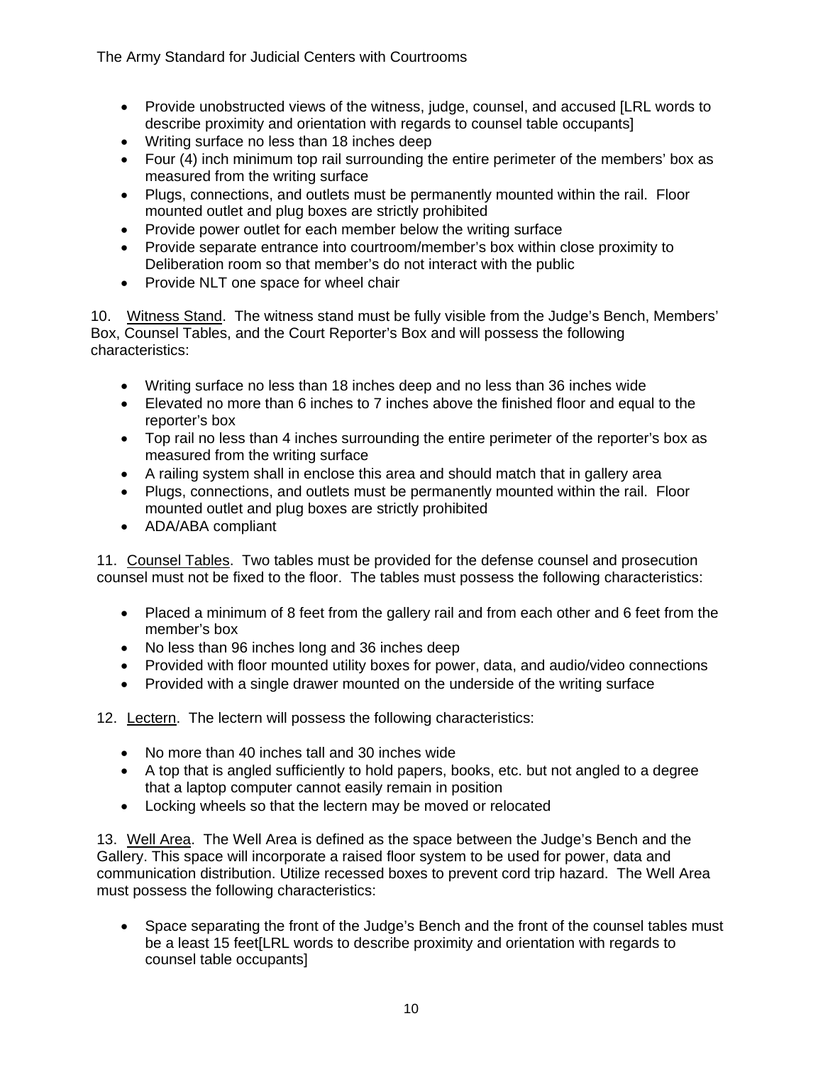- Provide unobstructed views of the witness, judge, counsel, and accused [LRL words to describe proximity and orientation with regards to counsel table occupants]
- Writing surface no less than 18 inches deep
- Four (4) inch minimum top rail surrounding the entire perimeter of the members' box as measured from the writing surface
- Plugs, connections, and outlets must be permanently mounted within the rail. Floor mounted outlet and plug boxes are strictly prohibited
- Provide power outlet for each member below the writing surface
- Provide separate entrance into courtroom/member's box within close proximity to Deliberation room so that member's do not interact with the public
- Provide NLT one space for wheel chair

10. Witness Stand. The witness stand must be fully visible from the Judge's Bench, Members' Box, Counsel Tables, and the Court Reporter's Box and will possess the following characteristics:

- Writing surface no less than 18 inches deep and no less than 36 inches wide
- Elevated no more than 6 inches to 7 inches above the finished floor and equal to the reporter's box
- Top rail no less than 4 inches surrounding the entire perimeter of the reporter's box as measured from the writing surface
- A railing system shall in enclose this area and should match that in gallery area
- Plugs, connections, and outlets must be permanently mounted within the rail. Floor mounted outlet and plug boxes are strictly prohibited
- ADA/ABA compliant

11. Counsel Tables. Two tables must be provided for the defense counsel and prosecution counsel must not be fixed to the floor. The tables must possess the following characteristics:

- Placed a minimum of 8 feet from the gallery rail and from each other and 6 feet from the member's box
- No less than 96 inches long and 36 inches deep
- Provided with floor mounted utility boxes for power, data, and audio/video connections
- Provided with a single drawer mounted on the underside of the writing surface

12. Lectern. The lectern will possess the following characteristics:

- No more than 40 inches tall and 30 inches wide
- A top that is angled sufficiently to hold papers, books, etc. but not angled to a degree that a laptop computer cannot easily remain in position
- Locking wheels so that the lectern may be moved or relocated

13. Well Area. The Well Area is defined as the space between the Judge's Bench and the Gallery. This space will incorporate a raised floor system to be used for power, data and communication distribution. Utilize recessed boxes to prevent cord trip hazard. The Well Area must possess the following characteristics:

- Space separating the front of the Judge's Bench and the front of the counsel tables must be a least 15 feet[LRL words to describe proximity and orientation with regards to counsel table occupants]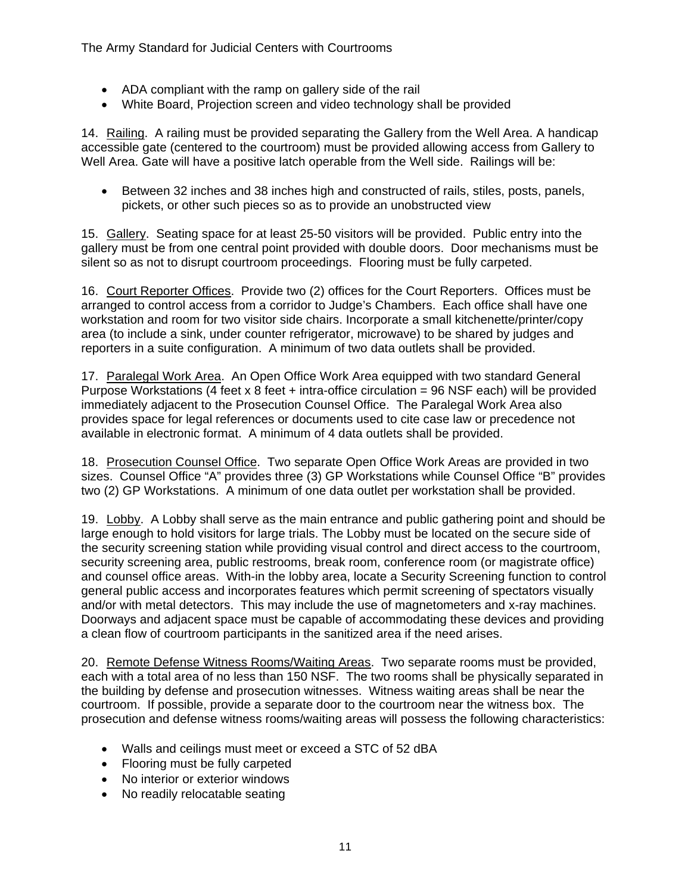- ADA compliant with the ramp on gallery side of the rail
- White Board, Projection screen and video technology shall be provided

14. Railing. A railing must be provided separating the Gallery from the Well Area. A handicap accessible gate (centered to the courtroom) must be provided allowing access from Gallery to Well Area. Gate will have a positive latch operable from the Well side. Railings will be:

- Between 32 inches and 38 inches high and constructed of rails, stiles, posts, panels, pickets, or other such pieces so as to provide an unobstructed view

15. Gallery. Seating space for at least 25-50 visitors will be provided. Public entry into the gallery must be from one central point provided with double doors. Door mechanisms must be silent so as not to disrupt courtroom proceedings. Flooring must be fully carpeted.

16. Court Reporter Offices. Provide two (2) offices for the Court Reporters. Offices must be arranged to control access from a corridor to Judge's Chambers. Each office shall have one workstation and room for two visitor side chairs. Incorporate a small kitchenette/printer/copy area (to include a sink, under counter refrigerator, microwave) to be shared by judges and reporters in a suite configuration. A minimum of two data outlets shall be provided.

17. Paralegal Work Area. An Open Office Work Area equipped with two standard General Purpose Workstations (4 feet x 8 feet + intra-office circulation = 96 NSF each) will be provided immediately adjacent to the Prosecution Counsel Office. The Paralegal Work Area also provides space for legal references or documents used to cite case law or precedence not available in electronic format. A minimum of 4 data outlets shall be provided.

18. Prosecution Counsel Office. Two separate Open Office Work Areas are provided in two sizes. Counsel Office "A" provides three (3) GP Workstations while Counsel Office "B" provides two (2) GP Workstations. A minimum of one data outlet per workstation shall be provided.

19. Lobby. A Lobby shall serve as the main entrance and public gathering point and should be large enough to hold visitors for large trials. The Lobby must be located on the secure side of the security screening station while providing visual control and direct access to the courtroom, security screening area, public restrooms, break room, conference room (or magistrate office) and counsel office areas. With-in the lobby area, locate a Security Screening function to control general public access and incorporates features which permit screening of spectators visually and/or with metal detectors. This may include the use of magnetometers and x-ray machines. Doorways and adjacent space must be capable of accommodating these devices and providing a clean flow of courtroom participants in the sanitized area if the need arises.

20. Remote Defense Witness Rooms/Waiting Areas. Two separate rooms must be provided, each with a total area of no less than 150 NSF. The two rooms shall be physically separated in the building by defense and prosecution witnesses. Witness waiting areas shall be near the courtroom. If possible, provide a separate door to the courtroom near the witness box. The prosecution and defense witness rooms/waiting areas will possess the following characteristics:

- Walls and ceilings must meet or exceed a STC of 52 dBA
- Flooring must be fully carpeted
- No interior or exterior windows
- No readily relocatable seating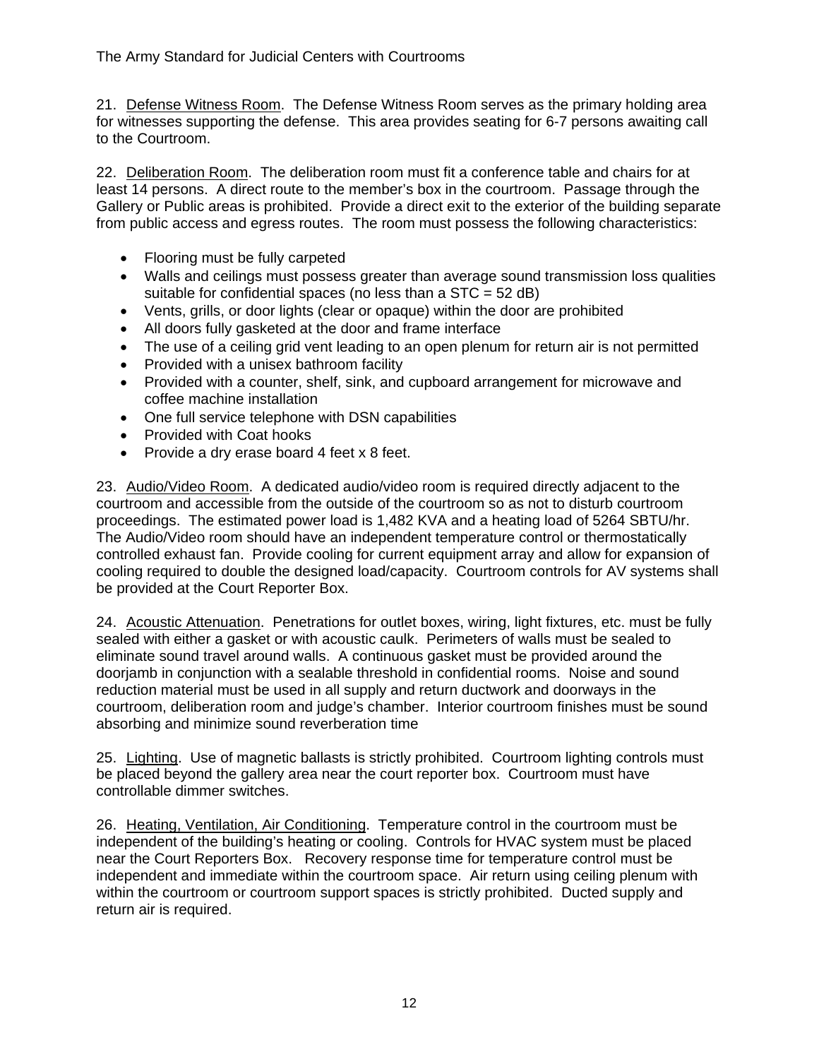21. Defense Witness Room. The Defense Witness Room serves as the primary holding area for witnesses supporting the defense. This area provides seating for 6-7 persons awaiting call to the Courtroom.

22. Deliberation Room. The deliberation room must fit a conference table and chairs for at least 14 persons. A direct route to the member's box in the courtroom. Passage through the Gallery or Public areas is prohibited. Provide a direct exit to the exterior of the building separate from public access and egress routes. The room must possess the following characteristics:

- Flooring must be fully carpeted
- Walls and ceilings must possess greater than average sound transmission loss qualities suitable for confidential spaces (no less than a STC = 52 dB)
- Vents, grills, or door lights (clear or opaque) within the door are prohibited
- All doors fully gasketed at the door and frame interface
- The use of a ceiling grid vent leading to an open plenum for return air is not permitted
- Provided with a unisex bathroom facility
- Provided with a counter, shelf, sink, and cupboard arrangement for microwave and coffee machine installation
- One full service telephone with DSN capabilities
- Provided with Coat hooks
- Provide a dry erase board 4 feet x 8 feet.

23. Audio/Video Room. A dedicated audio/video room is required directly adjacent to the courtroom and accessible from the outside of the courtroom so as not to disturb courtroom proceedings. The estimated power load is 1,482 KVA and a heating load of 5264 SBTU/hr. The Audio/Video room should have an independent temperature control or thermostatically controlled exhaust fan. Provide cooling for current equipment array and allow for expansion of cooling required to double the designed load/capacity. Courtroom controls for AV systems shall be provided at the Court Reporter Box.

24. Acoustic Attenuation. Penetrations for outlet boxes, wiring, light fixtures, etc. must be fully sealed with either a gasket or with acoustic caulk. Perimeters of walls must be sealed to eliminate sound travel around walls. A continuous gasket must be provided around the doorjamb in conjunction with a sealable threshold in confidential rooms. Noise and sound reduction material must be used in all supply and return ductwork and doorways in the courtroom, deliberation room and judge's chamber. Interior courtroom finishes must be sound absorbing and minimize sound reverberation time

25. Lighting. Use of magnetic ballasts is strictly prohibited. Courtroom lighting controls must be placed beyond the gallery area near the court reporter box. Courtroom must have controllable dimmer switches.

26. Heating, Ventilation, Air Conditioning. Temperature control in the courtroom must be independent of the building's heating or cooling. Controls for HVAC system must be placed near the Court Reporters Box. Recovery response time for temperature control must be independent and immediate within the courtroom space. Air return using ceiling plenum with within the courtroom or courtroom support spaces is strictly prohibited. Ducted supply and return air is required.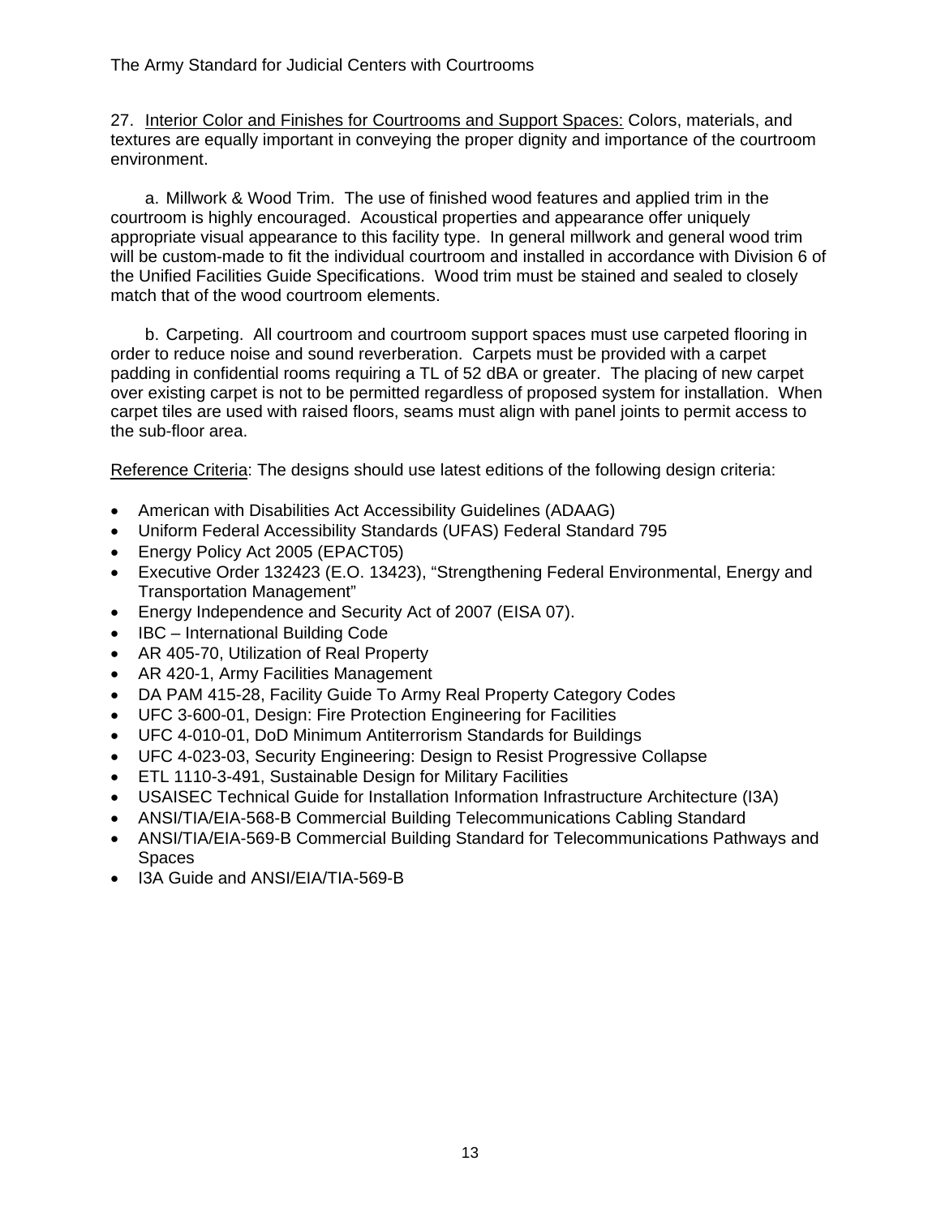27. Interior Color and Finishes for Courtrooms and Support Spaces: Colors, materials, and textures are equally important in conveying the proper dignity and importance of the courtroom environment.

a. Millwork & Wood Trim. The use of finished wood features and applied trim in the courtroom is highly encouraged. Acoustical properties and appearance offer uniquely appropriate visual appearance to this facility type. In general millwork and general wood trim will be custom-made to fit the individual courtroom and installed in accordance with Division 6 of the Unified Facilities Guide Specifications. Wood trim must be stained and sealed to closely match that of the wood courtroom elements.

b. Carpeting. All courtroom and courtroom support spaces must use carpeted flooring in order to reduce noise and sound reverberation. Carpets must be provided with a carpet padding in confidential rooms requiring a TL of 52 dBA or greater. The placing of new carpet over existing carpet is not to be permitted regardless of proposed system for installation. When carpet tiles are used with raised floors, seams must align with panel joints to permit access to the sub-floor area.

Reference Criteria: The designs should use latest editions of the following design criteria:

- American with Disabilities Act Accessibility Guidelines (ADAAG)
- Uniform Federal Accessibility Standards (UFAS) Federal Standard 795
- Energy Policy Act 2005 (EPACT05)
- Executive Order 132423 (E.O. 13423), "Strengthening Federal Environmental, Energy and Transportation Management"
- Energy Independence and Security Act of 2007 (EISA 07).
- IBC – International Building Code
- AR 405-70, Utilization of Real Property
- AR 420-1, Army Facilities Management
- DA PAM 415-28, Facility Guide To Army Real Property Category Codes
- UFC 3-600-01, Design: Fire Protection Engineering for Facilities
- UFC 4-010-01, DoD Minimum Antiterrorism Standards for Buildings
- UFC 4-023-03, Security Engineering: Design to Resist Progressive Collapse
- ETL 1110-3-491, Sustainable Design for Military Facilities
- USAISEC Technical Guide for Installation Information Infrastructure Architecture (I3A)
- ANSI/TIA/EIA-568-B Commercial Building Telecommunications Cabling Standard
- ANSI/TIA/EIA-569-B Commercial Building Standard for Telecommunications Pathways and Spaces
- I3A Guide and ANSI/EIA/TIA-569-B